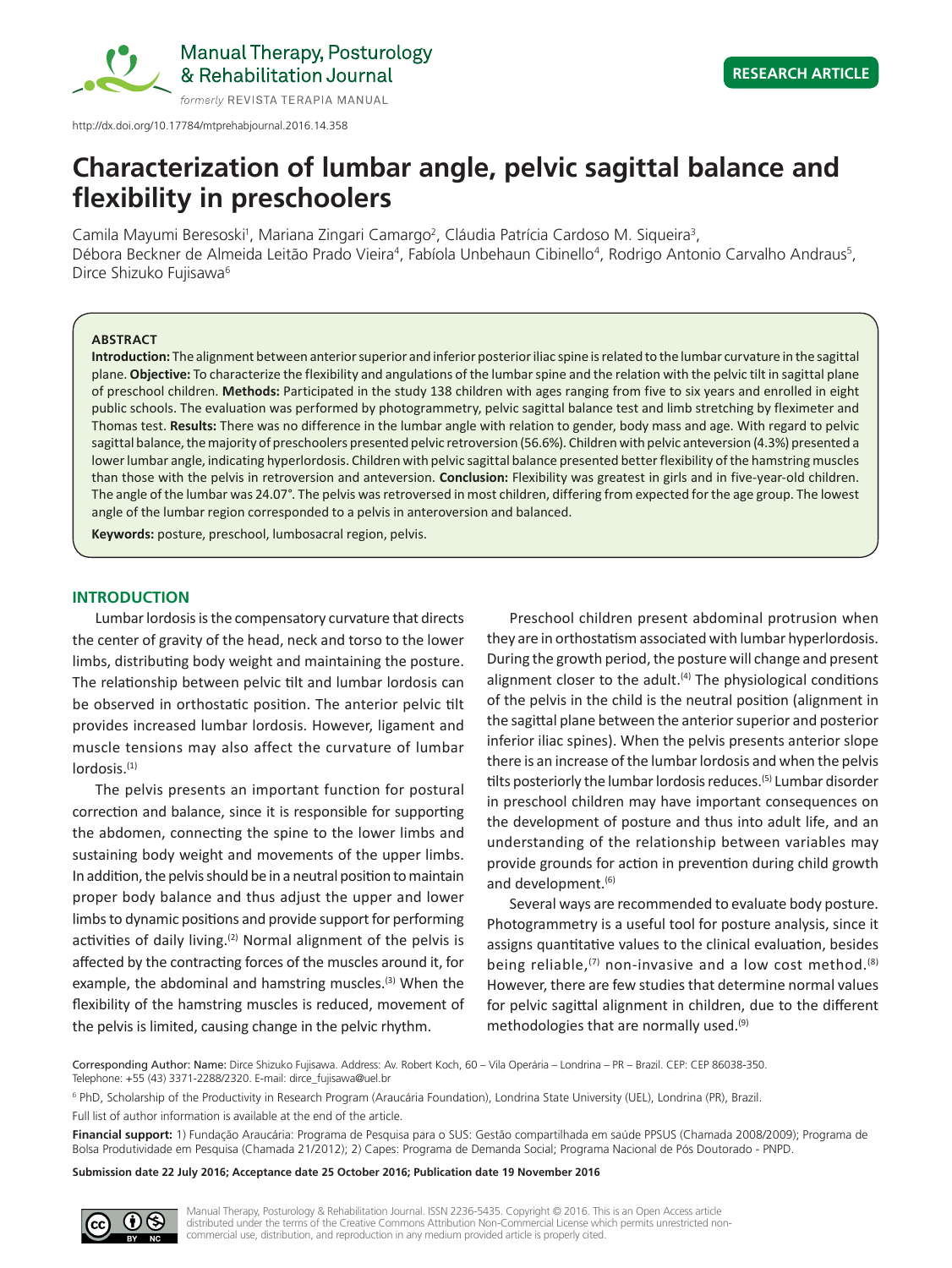Manual Therapy, Posturology & Rehabilitation Journal

*formerly* REVISTA TERAPIA MANUAL

**RESEARCH ARTICLE**

http://dx.doi.org/10.17784/mtprehabjournal.2016.14.358

# Characterization of lumbar angle, pelvic sagittal balance and flexibility in preschoolers

Camila Mayumi Beresoski[1], Mariana Zingari Camargo[2], Cláudia Patrícia Cardoso M. Siqueira[3], Débora Beckner de Almeida Leitão Prado Vieira[4], Fabíola Unbehaun Cibinello[4], Rodrigo Antonio Carvalho Andraus[5], Dirce Shizuko Fujisawa[6]

**ABSTRACT**

**Introduction:** The alignment between anterior superior and inferior posterior iliac spine is related to the lumbar curvature in the sagittal plane. **Objective:** To characterize the flexibility and angulations of the lumbar spine and the relation with the pelvic tilt in sagittal plane of preschool children. **Methods:** Participated in the study 138 children with ages ranging from five to six years and enrolled in eight public schools. The evaluation was performed by photogrammetry, pelvic sagittal balance test and limb stretching by fleximeter and Thomas test. **Results:** There was no difference in the lumbar angle with relation to gender, body mass and age. With regard to pelvic sagittal balance, the majority of preschoolers presented pelvic retroversion (56.6%). Children with pelvic anteversion (4.3%) presented a lower lumbar angle, indicating hyperlordosis. Children with pelvic sagittal balance presented better flexibility of the hamstring muscles than those with the pelvis in retroversion and anteversion. **Conclusion:** Flexibility was greatest in girls and in five-year-old children. The angle of the lumbar was 24.07°. The pelvis was retroversed in most children, differing from expected for the age group. The lowest angle of the lumbar region corresponded to a pelvis in anteroversion and balanced.

**Keywords:** posture, preschool, lumbosacral region, pelvis.

## INTRODUCTION

Lumbar lordosis is the compensatory curvature that directs the center of gravity of the head, neck and torso to the lower limbs, distributing body weight and maintaining the posture. The relationship between pelvic tilt and lumbar lordosis can be observed in orthostatic position. The anterior pelvic tilt provides increased lumbar lordosis. However, ligament and muscle tensions may also affect the curvature of lumbar lordosis.[1]

The pelvis presents an important function for postural correction and balance, since it is responsible for supporting the abdomen, connecting the spine to the lower limbs and sustaining body weight and movements of the upper limbs. In addition, the pelvis should be in a neutral position to maintain proper body balance and thus adjust the upper and lower limbs to dynamic positions and provide support for performing activities of daily living.[2] Normal alignment of the pelvis is affected by the contracting forces of the muscles around it, for example, the abdominal and hamstring muscles.[3] When the flexibility of the hamstring muscles is reduced, movement of the pelvis is limited, causing change in the pelvic rhythm.

Preschool children present abdominal protrusion when they are in orthostatism associated with lumbar hyperlordosis. During the growth period, the posture will change and present alignment closer to the adult.[4] The physiological conditions of the pelvis in the child is the neutral position (alignment in the sagittal plane between the anterior superior and posterior inferior iliac spines). When the pelvis presents anterior slope there is an increase of the lumbar lordosis and when the pelvis tilts posteriorly the lumbar lordosis reduces.[5] Lumbar disorder in preschool children may have important consequences on the development of posture and thus into adult life, and an understanding of the relationship between variables may provide grounds for action in prevention during child growth and development.[6]

Several ways are recommended to evaluate body posture. Photogrammetry is a useful tool for posture analysis, since it assigns quantitative values to the clinical evaluation, besides being reliable,[7] non-invasive and a low cost method.[8] However, there are few studies that determine normal values for pelvic sagittal alignment in children, due to the different methodologies that are normally used.[9]

Corresponding Author: Name: Dirce Shizuko Fujisawa. Address: Av. Robert Koch, 60 – Vila Operária – Londrina – PR – Brazil. CEP: CEP 86038-350. Telephone: +55 (43) 3371-2288/2320. E-mail: dirce_fujisawa@uel.br

[6] PhD, Scholarship of the Productivity in Research Program (Araucária Foundation), Londrina State University (UEL), Londrina (PR), Brazil.

Full list of author information is available at the end of the article.

**Financial support:** 1) Fundação Araucária: Programa de Pesquisa para o SUS: Gestão compartilhada em saúde PPSUS (Chamada 2008/2009); Programa de Bolsa Produtividade em Pesquisa (Chamada 21/2012); 2) Capes: Programa de Demanda Social; Programa Nacional de Pós Doutorado - PNPD.

**Submission date 22 July 2016; Acceptance date 25 October 2016; Publication date 19 November 2016**

Manual Therapy, Posturology & Rehabilitation Journal. ISSN 2236-5435. Copyright © 2016. This is an Open Access article distributed under the terms of the Creative Commons Attribution Non-Commercial License which permits unrestricted non-commercial use, distribution, and reproduction in any medium provided article is properly cited.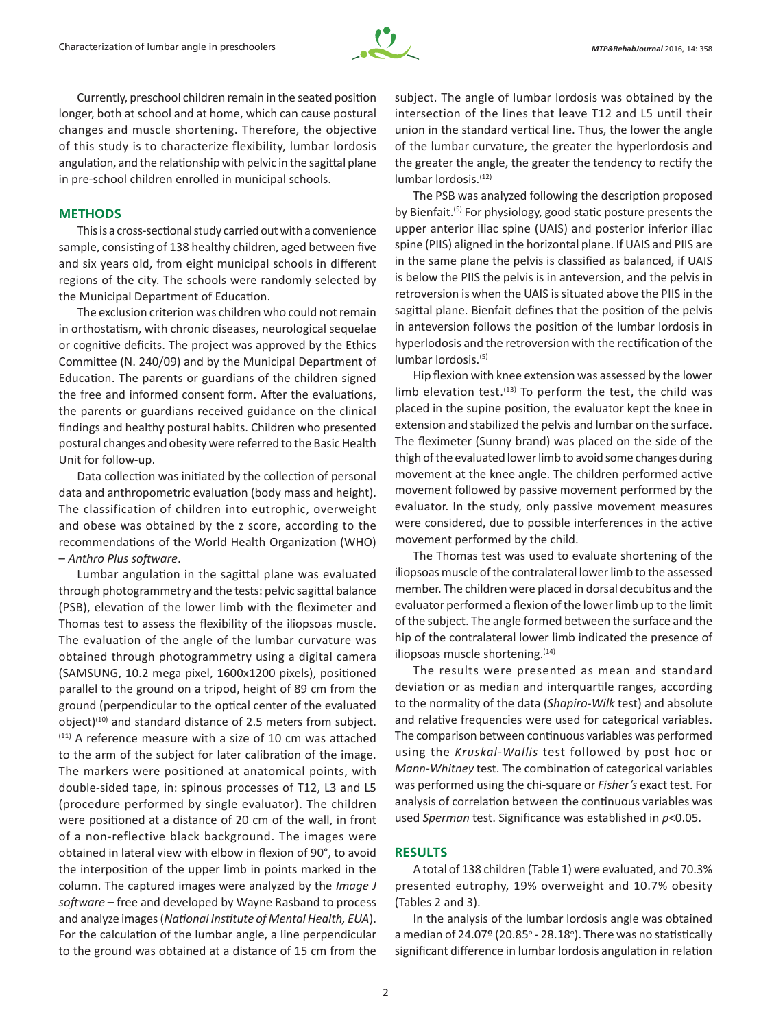Currently, preschool children remain in the seated position longer, both at school and at home, which can cause postural changes and muscle shortening. Therefore, the objective of this study is to characterize flexibility, lumbar lordosis angulation, and the relationship with pelvic in the sagittal plane in pre-school children enrolled in municipal schools.

## METHODS

This is a cross-sectional study carried out with a convenience sample, consisting of 138 healthy children, aged between five and six years old, from eight municipal schools in different regions of the city. The schools were randomly selected by the Municipal Department of Education.

The exclusion criterion was children who could not remain in orthostatism, with chronic diseases, neurological sequelae or cognitive deficits. The project was approved by the Ethics Committee (N. 240/09) and by the Municipal Department of Education. The parents or guardians of the children signed the free and informed consent form. After the evaluations, the parents or guardians received guidance on the clinical findings and healthy postural habits. Children who presented postural changes and obesity were referred to the Basic Health Unit for follow-up.

Data collection was initiated by the collection of personal data and anthropometric evaluation (body mass and height). The classification of children into eutrophic, overweight and obese was obtained by the z score, according to the recommendations of the World Health Organization (WHO) – *Anthro Plus software*.

Lumbar angulation in the sagittal plane was evaluated through photogrammetry and the tests: pelvic sagittal balance (PSB), elevation of the lower limb with the fleximeter and Thomas test to assess the flexibility of the iliopsoas muscle. The evaluation of the angle of the lumbar curvature was obtained through photogrammetry using a digital camera (SAMSUNG, 10.2 mega pixel, 1600x1200 pixels), positioned parallel to the ground on a tripod, height of 89 cm from the ground (perpendicular to the optical center of the evaluated object)[10] and standard distance of 2.5 meters from subject.[11] A reference measure with a size of 10 cm was attached to the arm of the subject for later calibration of the image. The markers were positioned at anatomical points, with double-sided tape, in: spinous processes of T12, L3 and L5 (procedure performed by single evaluator). The children were positioned at a distance of 20 cm of the wall, in front of a non-reflective black background. The images were obtained in lateral view with elbow in flexion of 90°, to avoid the interposition of the upper limb in points marked in the column. The captured images were analyzed by the *Image J software* – free and developed by Wayne Rasband to process and analyze images (*National Institute of Mental Health, EUA*). For the calculation of the lumbar angle, a line perpendicular to the ground was obtained at a distance of 15 cm from the subject. The angle of lumbar lordosis was obtained by the intersection of the lines that leave T12 and L5 until their union in the standard vertical line. Thus, the lower the angle of the lumbar curvature, the greater the hyperlordosis and the greater the angle, the greater the tendency to rectify the lumbar lordosis.[12]

The PSB was analyzed following the description proposed by Bienfait.[5] For physiology, good static posture presents the upper anterior iliac spine (UAIS) and posterior inferior iliac spine (PIIS) aligned in the horizontal plane. If UAIS and PIIS are in the same plane the pelvis is classified as balanced, if UAIS is below the PIIS the pelvis is in anteversion, and the pelvis in retroversion is when the UAIS is situated above the PIIS in the sagittal plane. Bienfait defines that the position of the pelvis in anteversion follows the position of the lumbar lordosis in hyperlordosis and the retroversion with the rectification of the lumbar lordosis.[5]

Hip flexion with knee extension was assessed by the lower limb elevation test.[13] To perform the test, the child was placed in the supine position, the evaluator kept the knee in extension and stabilized the pelvis and lumbar on the surface. The fleximeter (Sunny brand) was placed on the side of the thigh of the evaluated lower limb to avoid some changes during movement at the knee angle. The children performed active movement followed by passive movement performed by the evaluator. In the study, only passive movement measures were considered, due to possible interferences in the active movement performed by the child.

The Thomas test was used to evaluate shortening of the iliopsoas muscle of the contralateral lower limb to the assessed member. The children were placed in dorsal decubitus and the evaluator performed a flexion of the lower limb up to the limit of the subject. The angle formed between the surface and the hip of the contralateral lower limb indicated the presence of iliopsoas muscle shortening.[14]

The results were presented as mean and standard deviation or as median and interquartile ranges, according to the normality of the data (*Shapiro-Wilk* test) and absolute and relative frequencies were used for categorical variables. The comparison between continuous variables was performed using the *Kruskal-Wallis* test followed by post hoc or *Mann-Whitney* test. The combination of categorical variables was performed using the chi-square or *Fisher's* exact test. For analysis of correlation between the continuous variables was used *Sperman* test. Significance was established in $p<0.05$.

## RESULTS

A total of 138 children (Table 1) were evaluated, and 70.3% presented eutrophy, 19% overweight and 10.7% obesity (Tables 2 and 3).

In the analysis of the lumbar lordosis angle was obtained a median of 24.07º (20.85º - 28.18º). There was no statistically significant difference in lumbar lordosis angulation in relation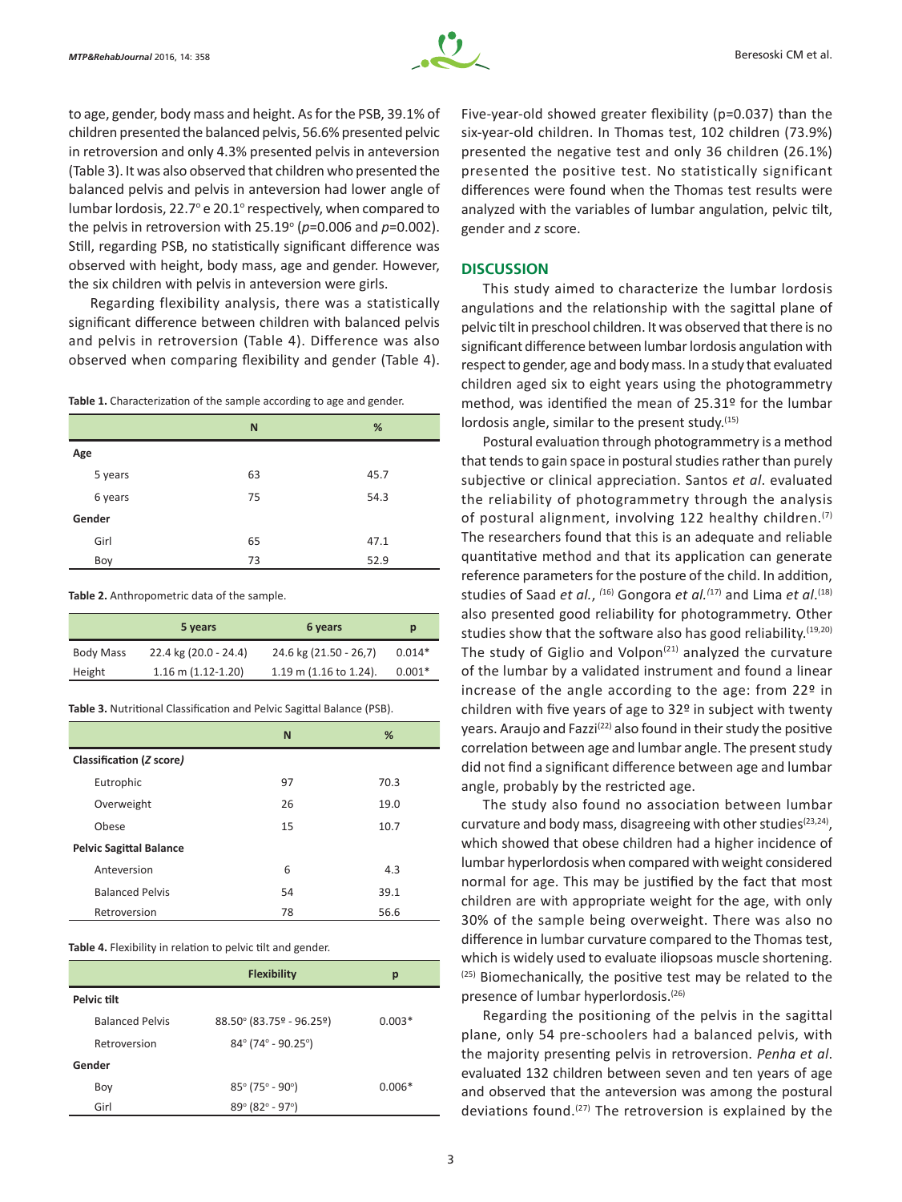to age, gender, body mass and height. As for the PSB, 39.1% of children presented the balanced pelvis, 56.6% presented pelvic in retroversion and only 4.3% presented pelvis in anteversion (Table 3). It was also observed that children who presented the balanced pelvis and pelvis in anteversion had lower angle of lumbar lordosis, 22.7° e 20.1° respectively, when compared to the pelvis in retroversion with 25.19° (*p*=0.006 and *p*=0.002). Still, regarding PSB, no statistically significant difference was observed with height, body mass, age and gender. However, the six children with pelvis in anteversion were girls.

Regarding flexibility analysis, there was a statistically significant difference between children with balanced pelvis and pelvis in retroversion (Table 4). Difference was also observed when comparing flexibility and gender (Table 4).

**Table 1.** Characterization of the sample according to age and gender.

| | N | % |
|---|---|---|
| **Age** | | |
| 5 years | 63 | 45.7 |
| 6 years | 75 | 54.3 |
| **Gender** | | |
| Girl | 65 | 47.1 |
| Boy | 73 | 52.9 |

**Table 2.** Anthropometric data of the sample.

| | 5 years | 6 years | p |
|---|---|---|---|
| Body Mass | 22.4 kg (20.0 - 24.4) | 24.6 kg (21.50 - 26,7) | 0.014* |
| Height | 1.16 m (1.12-1.20) | 1.19 m (1.16 to 1.24). | 0.001* |

**Table 3.** Nutritional Classification and Pelvic Sagittal Balance (PSB).

| | N | % |
|---|---|---|
| **Classification (*Z score*)** | | |
| Eutrophic | 97 | 70.3 |
| Overweight | 26 | 19.0 |
| Obese | 15 | 10.7 |
| **Pelvic Sagittal Balance** | | |
| Anteversion | 6 | 4.3 |
| Balanced Pelvis | 54 | 39.1 |
| Retroversion | 78 | 56.6 |

**Table 4.** Flexibility in relation to pelvic tilt and gender.

| | Flexibility | p |
|---|---|---|
| **Pelvic tilt** | | |
| Balanced Pelvis | 88.50° (83.75º - 96.25º) | 0.003* |
| Retroversion | 84° (74° - 90.25°) | |
| **Gender** | | |
| Boy | 85° (75° - 90°) | 0.006* |
| Girl | 89° (82° - 97°) | |

Five-year-old showed greater flexibility (p=0.037) than the six-year-old children. In Thomas test, 102 children (73.9%) presented the negative test and only 36 children (26.1%) presented the positive test. No statistically significant differences were found when the Thomas test results were analyzed with the variables of lumbar angulation, pelvic tilt, gender and *z* score.

## DISCUSSION

This study aimed to characterize the lumbar lordosis angulations and the relationship with the sagittal plane of pelvic tilt in preschool children. It was observed that there is no significant difference between lumbar lordosis angulation with respect to gender, age and body mass. In a study that evaluated children aged six to eight years using the photogrammetry method, was identified the mean of 25.31º for the lumbar lordosis angle, similar to the present study.[15]

Postural evaluation through photogrammetry is a method that tends to gain space in postural studies rather than purely subjective or clinical appreciation. Santos *et al*. evaluated the reliability of photogrammetry through the analysis of postural alignment, involving 122 healthy children.[7] The researchers found that this is an adequate and reliable quantitative method and that its application can generate reference parameters for the posture of the child. In addition, studies of Saad *et al.*, [16] Gongora *et al.*[17] and Lima *et al*.[18] also presented good reliability for photogrammetry. Other studies show that the software also has good reliability.[19,20] The study of Giglio and Volpon[21] analyzed the curvature of the lumbar by a validated instrument and found a linear increase of the angle according to the age: from 22º in children with five years of age to 32º in subject with twenty years. Araujo and Fazzi[22] also found in their study the positive correlation between age and lumbar angle. The present study did not find a significant difference between age and lumbar angle, probably by the restricted age.

The study also found no association between lumbar curvature and body mass, disagreeing with other studies[23,24], which showed that obese children had a higher incidence of lumbar hyperlordosis when compared with weight considered normal for age. This may be justified by the fact that most children are with appropriate weight for the age, with only 30% of the sample being overweight. There was also no difference in lumbar curvature compared to the Thomas test, which is widely used to evaluate iliopsoas muscle shortening.[25] Biomechanically, the positive test may be related to the presence of lumbar hyperlordosis.[26]

Regarding the positioning of the pelvis in the sagittal plane, only 54 pre-schoolers had a balanced pelvis, with the majority presenting pelvis in retroversion. *Penha et al*. evaluated 132 children between seven and ten years of age and observed that the anteversion was among the postural deviations found.[27] The retroversion is explained by the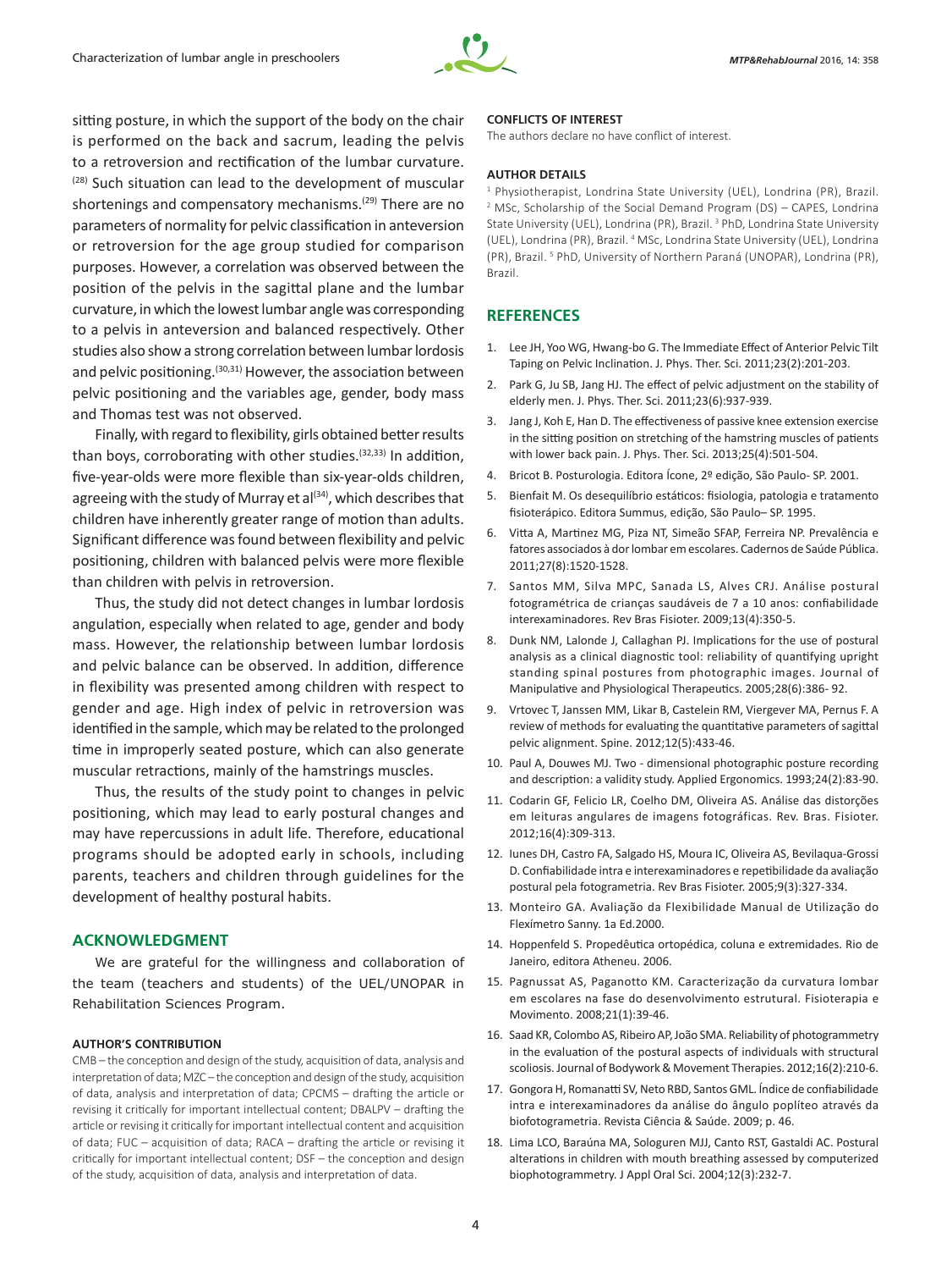sitting posture, in which the support of the body on the chair is performed on the back and sacrum, leading the pelvis to a retroversion and rectification of the lumbar curvature.[28] Such situation can lead to the development of muscular shortenings and compensatory mechanisms.[29] There are no parameters of normality for pelvic classification in anteversion or retroversion for the age group studied for comparison purposes. However, a correlation was observed between the position of the pelvis in the sagittal plane and the lumbar curvature, in which the lowest lumbar angle was corresponding to a pelvis in anteversion and balanced respectively. Other studies also show a strong correlation between lumbar lordosis and pelvic positioning.[30,31] However, the association between pelvic positioning and the variables age, gender, body mass and Thomas test was not observed.

Finally, with regard to flexibility, girls obtained better results than boys, corroborating with other studies.[32,33] In addition, five-year-olds were more flexible than six-year-olds children, agreeing with the study of Murray et al[34], which describes that children have inherently greater range of motion than adults. Significant difference was found between flexibility and pelvic positioning, children with balanced pelvis were more flexible than children with pelvis in retroversion.

Thus, the study did not detect changes in lumbar lordosis angulation, especially when related to age, gender and body mass. However, the relationship between lumbar lordosis and pelvic balance can be observed. In addition, difference in flexibility was presented among children with respect to gender and age. High index of pelvic in retroversion was identified in the sample, which may be related to the prolonged time in improperly seated posture, which can also generate muscular retractions, mainly of the hamstrings muscles.

Thus, the results of the study point to changes in pelvic positioning, which may lead to early postural changes and may have repercussions in adult life. Therefore, educational programs should be adopted early in schools, including parents, teachers and children through guidelines for the development of healthy postural habits.

## ACKNOWLEDGMENT

We are grateful for the willingness and collaboration of the team (teachers and students) of the UEL/UNOPAR in Rehabilitation Sciences Program.

#### AUTHOR'S CONTRIBUTION

CMB – the conception and design of the study, acquisition of data, analysis and interpretation of data; MZC – the conception and design of the study, acquisition of data, analysis and interpretation of data; CPCMS – drafting the article or revising it critically for important intellectual content; DBALPV – drafting the article or revising it critically for important intellectual content and acquisition of data; FUC – acquisition of data; RACA – drafting the article or revising it critically for important intellectual content; DSF – the conception and design of the study, acquisition of data, analysis and interpretation of data.

#### CONFLICTS OF INTEREST

The authors declare no have conflict of interest.

#### AUTHOR DETAILS

[1] Physiotherapist, Londrina State University (UEL), Londrina (PR), Brazil. [2] MSc, Scholarship of the Social Demand Program (DS) – CAPES, Londrina State University (UEL), Londrina (PR), Brazil. [3] PhD, Londrina State University (UEL), Londrina (PR), Brazil. [4] MSc, Londrina State University (UEL), Londrina (PR), Brazil. [5] PhD, University of Northern Paraná (UNOPAR), Londrina (PR), Brazil.

## REFERENCES

1. Lee JH, Yoo WG, Hwang-bo G. The Immediate Effect of Anterior Pelvic Tilt Taping on Pelvic Inclination. J. Phys. Ther. Sci. 2011;23(2):201-203.
2. Park G, Ju SB, Jang HJ. The effect of pelvic adjustment on the stability of elderly men. J. Phys. Ther. Sci. 2011;23(6):937-939.
3. Jang J, Koh E, Han D. The effectiveness of passive knee extension exercise in the sitting position on stretching of the hamstring muscles of patients with lower back pain. J. Phys. Ther. Sci. 2013;25(4):501-504.
4. Bricot B. Posturologia. Editora Ícone, 2º edição, São Paulo- SP. 2001.
5. Bienfait M. Os desequilíbrio estáticos: fisiologia, patologia e tratamento fisioterápico. Editora Summus, edição, São Paulo– SP. 1995.
6. Vitta A, Martinez MG, Piza NT, Simeão SFAP, Ferreira NP. Prevalência e fatores associados à dor lombar em escolares. Cadernos de Saúde Pública. 2011;27(8):1520-1528.
7. Santos MM, Silva MPC, Sanada LS, Alves CRJ. Análise postural fotogramétrica de crianças saudáveis de 7 a 10 anos: confiabilidade interexaminadores. Rev Bras Fisioter. 2009;13(4):350-5.
8. Dunk NM, Lalonde J, Callaghan PJ. Implications for the use of postural analysis as a clinical diagnostic tool: reliability of quantifying upright standing spinal postures from photographic images. Journal of Manipulative and Physiological Therapeutics. 2005;28(6):386- 92.
9. Vrtovec T, Janssen MM, Likar B, Castelein RM, Viergever MA, Pernus F. A review of methods for evaluating the quantitative parameters of sagittal pelvic alignment. Spine. 2012;12(5):433-46.
10. Paul A, Douwes MJ. Two - dimensional photographic posture recording and description: a validity study. Applied Ergonomics. 1993;24(2):83-90.
11. Codarin GF, Felicio LR, Coelho DM, Oliveira AS. Análise das distorções em leituras angulares de imagens fotográficas. Rev. Bras. Fisioter. 2012;16(4):309-313.
12. Iunes DH, Castro FA, Salgado HS, Moura IC, Oliveira AS, Bevilaqua-Grossi D. Confiabilidade intra e interexaminadores e repetibilidade da avaliação postural pela fotogrametria. Rev Bras Fisioter. 2005;9(3):327-334.
13. Monteiro GA. Avaliação da Flexibilidade Manual de Utilização do Flexímetro Sanny. 1a Ed.2000.
14. Hoppenfeld S. Propedêutica ortopédica, coluna e extremidades. Rio de Janeiro, editora Atheneu. 2006.
15. Pagnussat AS, Paganotto KM. Caracterização da curvatura lombar em escolares na fase do desenvolvimento estrutural. Fisioterapia e Movimento. 2008;21(1):39-46.
16. Saad KR, Colombo AS, Ribeiro AP, João SMA. Reliability of photogrammetry in the evaluation of the postural aspects of individuals with structural scoliosis. Journal of Bodywork & Movement Therapies. 2012;16(2):210-6.
17. Gongora H, Romanatti SV, Neto RBD, Santos GML. Índice de confiabilidade intra e interexaminadores da análise do ângulo poplíteo através da biofotogrametria. Revista Ciência & Saúde. 2009; p. 46.
18. Lima LCO, Baraúna MA, Sologuren MJJ, Canto RST, Gastaldi AC. Postural alterations in children with mouth breathing assessed by computerized biophotogrammetry. J Appl Oral Sci. 2004;12(3):232-7.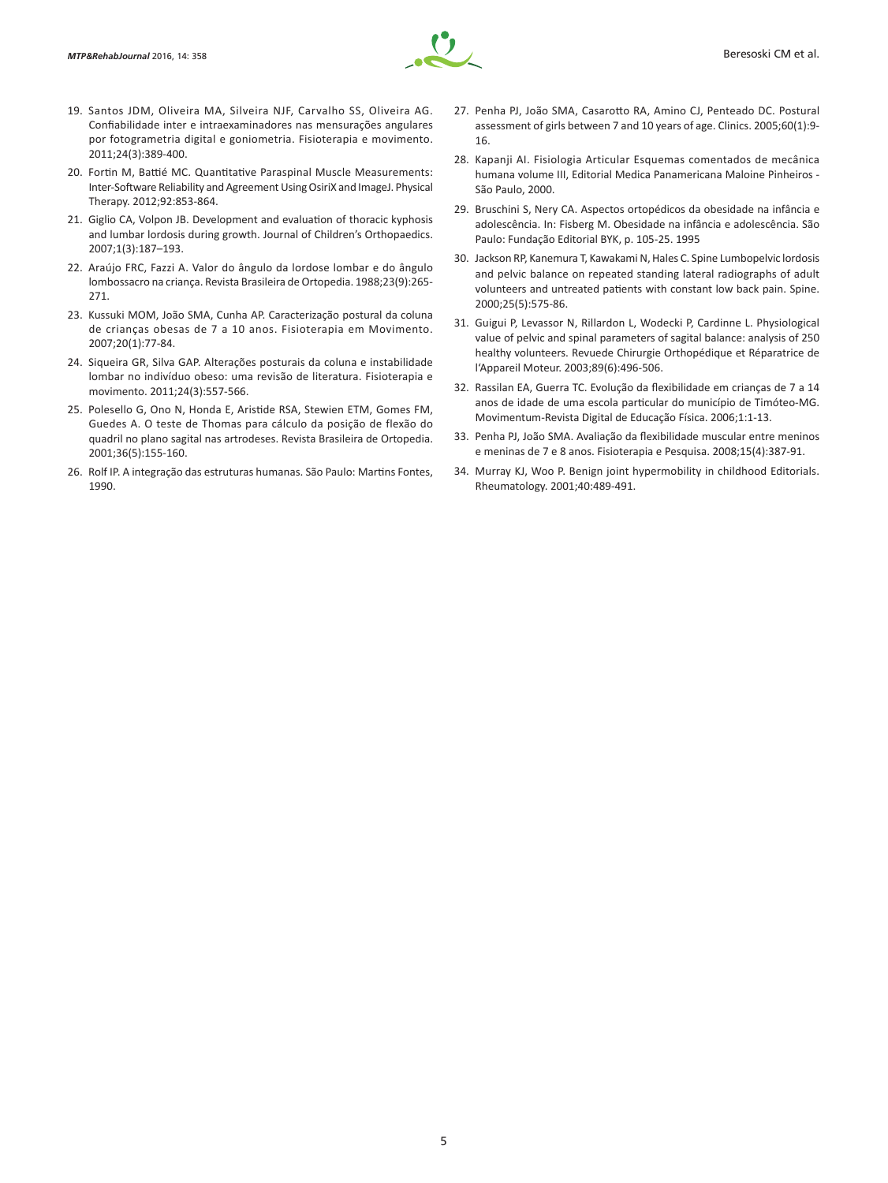19. Santos JDM, Oliveira MA, Silveira NJF, Carvalho SS, Oliveira AG. Confiabilidade inter e intraexaminadores nas mensurações angulares por fotogrametria digital e goniometria. Fisioterapia e movimento. 2011;24(3):389-400.
20. Fortin M, Battié MC. Quantitative Paraspinal Muscle Measurements: Inter-Software Reliability and Agreement Using OsiriX and ImageJ. Physical Therapy. 2012;92:853-864.
21. Giglio CA, Volpon JB. Development and evaluation of thoracic kyphosis and lumbar lordosis during growth. Journal of Children's Orthopaedics. 2007;1(3):187–193.
22. Araújo FRC, Fazzi A. Valor do ângulo da lordose lombar e do ângulo lombossacro na criança. Revista Brasileira de Ortopedia. 1988;23(9):265-271.
23. Kussuki MOM, João SMA, Cunha AP. Caracterização postural da coluna de crianças obesas de 7 a 10 anos. Fisioterapia em Movimento. 2007;20(1):77-84.
24. Siqueira GR, Silva GAP. Alterações posturais da coluna e instabilidade lombar no indivíduo obeso: uma revisão de literatura. Fisioterapia e movimento. 2011;24(3):557-566.
25. Polesello G, Ono N, Honda E, Aristide RSA, Stewien ETM, Gomes FM, Guedes A. O teste de Thomas para cálculo da posição de flexão do quadril no plano sagital nas artrodeses. Revista Brasileira de Ortopedia. 2001;36(5):155-160.
26. Rolf IP. A integração das estruturas humanas. São Paulo: Martins Fontes, 1990.
27. Penha PJ, João SMA, Casarotto RA, Amino CJ, Penteado DC. Postural assessment of girls between 7 and 10 years of age. Clinics. 2005;60(1):9-16.
28. Kapanji AI. Fisiologia Articular Esquemas comentados de mecânica humana volume III, Editorial Medica Panamericana Maloine Pinheiros - São Paulo, 2000.
29. Bruschini S, Nery CA. Aspectos ortopédicos da obesidade na infância e adolescência. In: Fisberg M. Obesidade na infância e adolescência. São Paulo: Fundação Editorial BYK, p. 105-25. 1995
30. Jackson RP, Kanemura T, Kawakami N, Hales C. Spine Lumbopelvic lordosis and pelvic balance on repeated standing lateral radiographs of adult volunteers and untreated patients with constant low back pain. Spine. 2000;25(5):575-86.
31. Guigui P, Levassor N, Rillardon L, Wodecki P, Cardinne L. Physiological value of pelvic and spinal parameters of sagital balance: analysis of 250 healthy volunteers. Revuede Chirurgie Orthopédique et Réparatrice de l'Appareil Moteur. 2003;89(6):496-506.
32. Rassilan EA, Guerra TC. Evolução da flexibilidade em crianças de 7 a 14 anos de idade de uma escola particular do município de Timóteo-MG. Movimentum-Revista Digital de Educação Física. 2006;1:1-13.
33. Penha PJ, João SMA. Avaliação da flexibilidade muscular entre meninos e meninas de 7 e 8 anos. Fisioterapia e Pesquisa. 2008;15(4):387-91.
34. Murray KJ, Woo P. Benign joint hypermobility in childhood Editorials. Rheumatology. 2001;40:489-491.